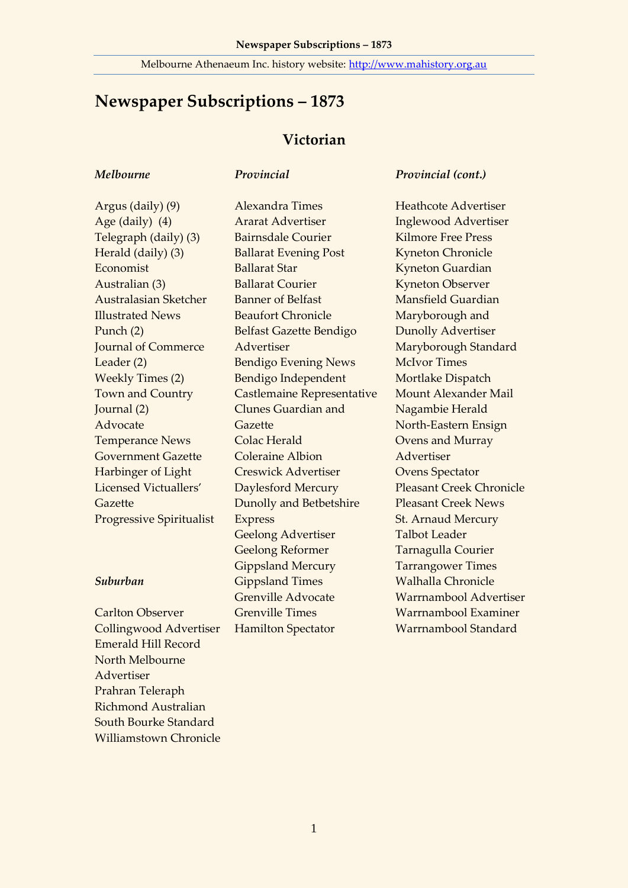# Newspaper Subscriptions – 1873

## Victorian

### *Melbourne*

Argus (daily) (9)
Age (daily) (4)
Telegraph (daily) (3)
Herald (daily) (3)
Economist
Australian (3)
Australasian Sketcher
Illustrated News
Punch (2)
Journal of Commerce
Leader (2)
Weekly Times (2)
Town and Country Journal (2)
Advocate
Temperance News
Government Gazette
Harbinger of Light
Licensed Victuallers' Gazette
Progressive Spiritualist

### *Suburban*

Carlton Observer
Collingwood Advertiser
Emerald Hill Record
North Melbourne Advertiser
Prahran Teleraph
Richmond Australian
South Bourke Standard
Williamstown Chronicle

### *Provincial*

Alexandra Times
Ararat Advertiser
Bairnsdale Courier
Ballarat Evening Post
Ballarat Star
Ballarat Courier
Banner of Belfast
Beaufort Chronicle
Belfast Gazette Bendigo Advertiser
Bendigo Evening News
Bendigo Independent
Castlemaine Representative
Clunes Guardian and Gazette
Colac Herald
Coleraine Albion
Creswick Advertiser
Daylesford Mercury
Dunolly and Betbetshire Express
Geelong Advertiser
Geelong Reformer
Gippsland Mercury
Gippsland Times
Grenville Advocate
Grenville Times
Hamilton Spectator

### *Provincial (cont.)*

Heathcote Advertiser
Inglewood Advertiser
Kilmore Free Press
Kyneton Chronicle
Kyneton Guardian
Kyneton Observer
Mansfield Guardian
Maryborough and Dunolly Advertiser
Maryborough Standard
McIvor Times
Mortlake Dispatch
Mount Alexander Mail
Nagambie Herald
North-Eastern Ensign
Ovens and Murray Advertiser
Ovens Spectator
Pleasant Creek Chronicle
Pleasant Creek News
St. Arnaud Mercury
Talbot Leader
Tarnagulla Courier
Tarrangower Times
Walhalla Chronicle
Warrnambool Advertiser
Warrnambool Examiner
Warrnambool Standard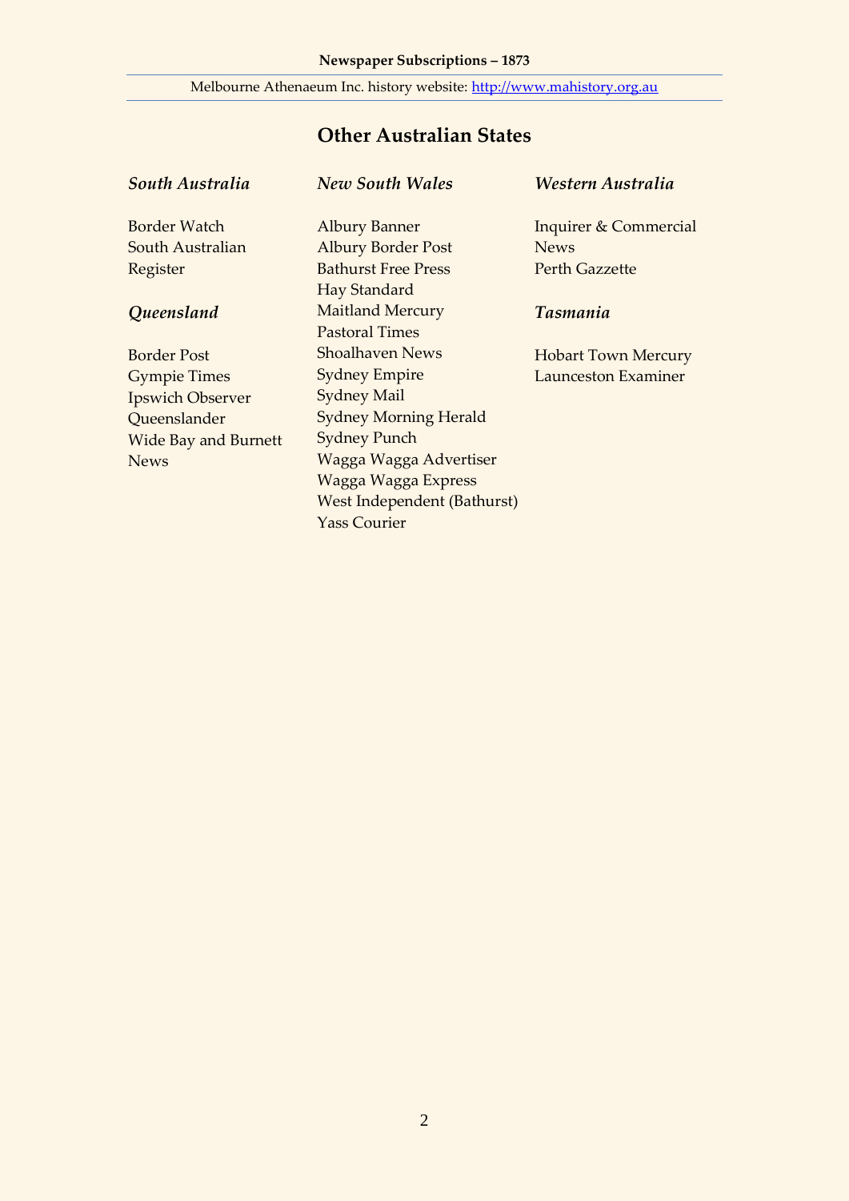## Other Australian States

### *South Australia*

Border Watch
South Australian Register

### *Queensland*

Border Post
Gympie Times
Ipswich Observer
Queenslander
Wide Bay and Burnett News

### *New South Wales*

Albury Banner
Albury Border Post
Bathurst Free Press
Hay Standard
Maitland Mercury
Pastoral Times
Shoalhaven News
Sydney Empire
Sydney Mail
Sydney Morning Herald
Sydney Punch
Wagga Wagga Advertiser
Wagga Wagga Express
West Independent (Bathurst)
Yass Courier

### *Western Australia*

Inquirer & Commercial News
Perth Gazzette

### *Tasmania*

Hobart Town Mercury
Launceston Examiner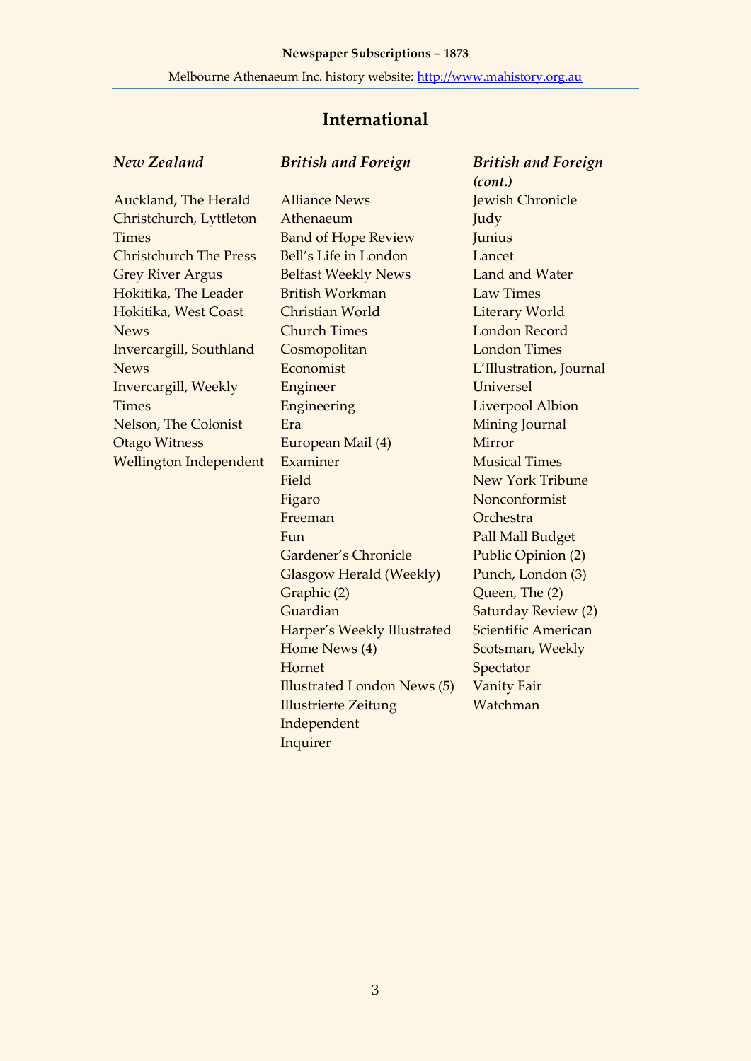## International

### *New Zealand*

Auckland, The Herald
Christchurch, Lyttleton Times
Christchurch The Press
Grey River Argus
Hokitika, The Leader
Hokitika, West Coast News
Invercargill, Southland News
Invercargill, Weekly Times
Nelson, The Colonist
Otago Witness
Wellington Independent

### *British and Foreign*

Alliance News
Athenaeum
Band of Hope Review
Bell's Life in London
Belfast Weekly News
British Workman
Christian World
Church Times
Cosmopolitan
Economist
Engineer
Engineering
Era
European Mail (4)
Examiner
Field
Figaro
Freeman
Fun
Gardener's Chronicle
Glasgow Herald (Weekly)
Graphic (2)
Guardian
Harper's Weekly Illustrated
Home News (4)
Hornet
Illustrated London News (5)
Illustrierte Zeitung
Independent
Inquirer

### *British and Foreign (cont.)*

Jewish Chronicle
Judy
Junius
Lancet
Land and Water
Law Times
Literary World
London Record
London Times
L'Illustration, Journal Universel
Liverpool Albion
Mining Journal
Mirror
Musical Times
New York Tribune
Nonconformist
Orchestra
Pall Mall Budget
Public Opinion (2)
Punch, London (3)
Queen, The (2)
Saturday Review (2)
Scientific American
Scotsman, Weekly
Spectator
Vanity Fair
Watchman